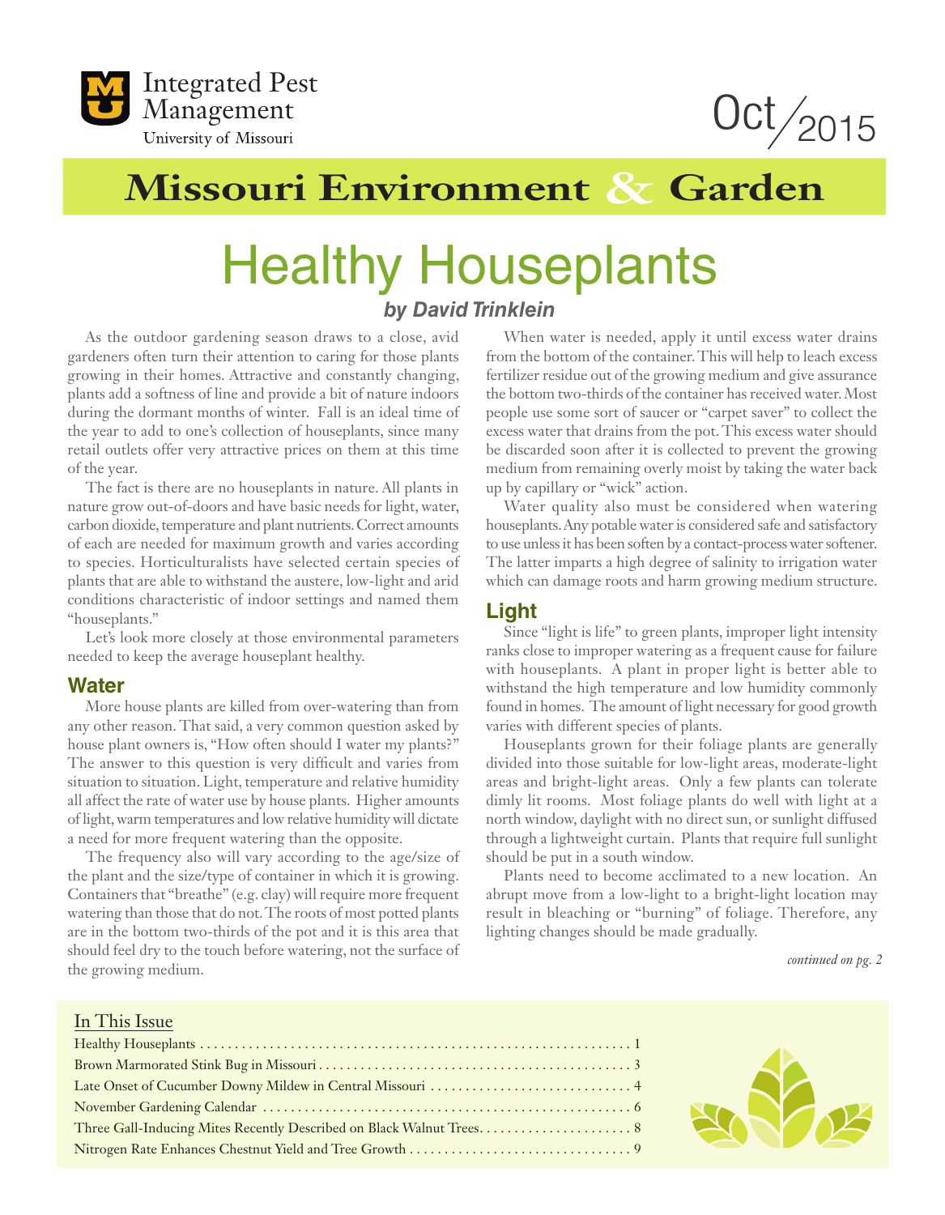Integrated Pest Management
University of Missouri

Oct/2015

# Missouri Environment & Garden

# Healthy Houseplants

***by David Trinklein***

As the outdoor gardening season draws to a close, avid gardeners often turn their attention to caring for those plants growing in their homes. Attractive and constantly changing, plants add a softness of line and provide a bit of nature indoors during the dormant months of winter. Fall is an ideal time of the year to add to one's collection of houseplants, since many retail outlets offer very attractive prices on them at this time of the year.

The fact is there are no houseplants in nature. All plants in nature grow out-of-doors and have basic needs for light, water, carbon dioxide, temperature and plant nutrients. Correct amounts of each are needed for maximum growth and varies according to species. Horticulturalists have selected certain species of plants that are able to withstand the austere, low-light and arid conditions characteristic of indoor settings and named them "houseplants."

Let's look more closely at those environmental parameters needed to keep the average houseplant healthy.

## Water

More house plants are killed from over-watering than from any other reason. That said, a very common question asked by house plant owners is, "How often should I water my plants?" The answer to this question is very difficult and varies from situation to situation. Light, temperature and relative humidity all affect the rate of water use by house plants. Higher amounts of light, warm temperatures and low relative humidity will dictate a need for more frequent watering than the opposite.

The frequency also will vary according to the age/size of the plant and the size/type of container in which it is growing. Containers that "breathe" (e.g. clay) will require more frequent watering than those that do not. The roots of most potted plants are in the bottom two-thirds of the pot and it is this area that should feel dry to the touch before watering, not the surface of the growing medium.

When water is needed, apply it until excess water drains from the bottom of the container. This will help to leach excess fertilizer residue out of the growing medium and give assurance the bottom two-thirds of the container has received water. Most people use some sort of saucer or "carpet saver" to collect the excess water that drains from the pot. This excess water should be discarded soon after it is collected to prevent the growing medium from remaining overly moist by taking the water back up by capillary or "wick" action.

Water quality also must be considered when watering houseplants. Any potable water is considered safe and satisfactory to use unless it has been soften by a contact-process water softener. The latter imparts a high degree of salinity to irrigation water which can damage roots and harm growing medium structure.

## Light

Since "light is life" to green plants, improper light intensity ranks close to improper watering as a frequent cause for failure with houseplants. A plant in proper light is better able to withstand the high temperature and low humidity commonly found in homes. The amount of light necessary for good growth varies with different species of plants.

Houseplants grown for their foliage plants are generally divided into those suitable for low-light areas, moderate-light areas and bright-light areas. Only a few plants can tolerate dimly lit rooms. Most foliage plants do well with light at a north window, daylight with no direct sun, or sunlight diffused through a lightweight curtain. Plants that require full sunlight should be put in a south window.

Plants need to become acclimated to a new location. An abrupt move from a low-light to a bright-light location may result in bleaching or "burning" of foliage. Therefore, any lighting changes should be made gradually.

*continued on pg. 2*

## In This Issue

- Healthy Houseplants ........ 1
- Brown Marmorated Stink Bug in Missouri ........ 3
- Late Onset of Cucumber Downy Mildew in Central Missouri ........ 4
- November Gardening Calendar ........ 6
- Three Gall-Inducing Mites Recently Described on Black Walnut Trees ........ 8
- Nitrogen Rate Enhances Chestnut Yield and Tree Growth ........ 9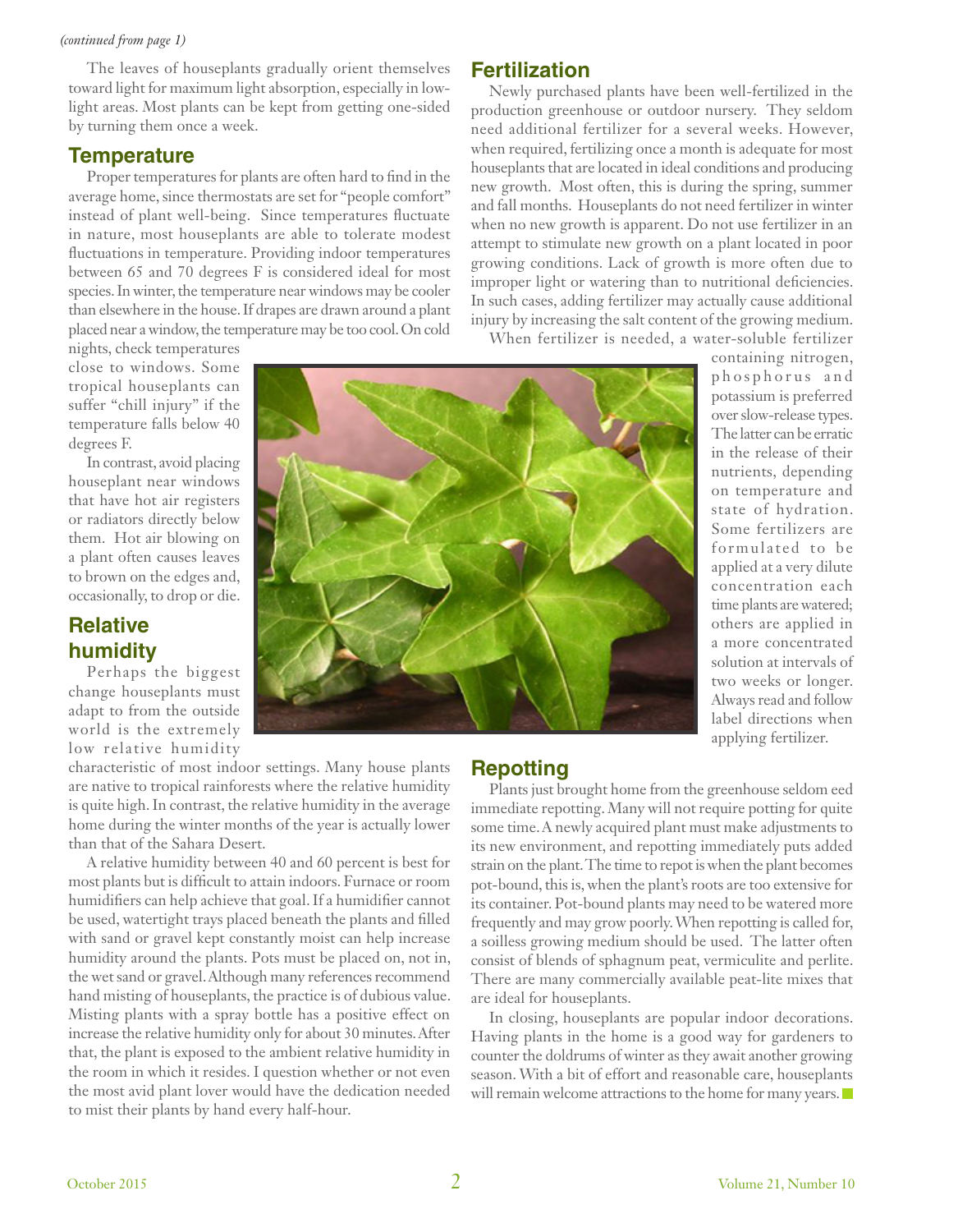*(continued from page 1)*

The leaves of houseplants gradually orient themselves toward light for maximum light absorption, especially in low-light areas. Most plants can be kept from getting one-sided by turning them once a week.

## Temperature

Proper temperatures for plants are often hard to find in the average home, since thermostats are set for "people comfort" instead of plant well-being. Since temperatures fluctuate in nature, most houseplants are able to tolerate modest fluctuations in temperature. Providing indoor temperatures between 65 and 70 degrees F is considered ideal for most species. In winter, the temperature near windows may be cooler than elsewhere in the house. If drapes are drawn around a plant placed near a window, the temperature may be too cool. On cold nights, check temperatures close to windows. Some tropical houseplants can suffer "chill injury" if the temperature falls below 40 degrees F.

In contrast, avoid placing houseplant near windows that have hot air registers or radiators directly below them. Hot air blowing on a plant often causes leaves to brown on the edges and, occasionally, to drop or die.

## Relative humidity

Perhaps the biggest change houseplants must adapt to from the outside world is the extremely low relative humidity characteristic of most indoor settings. Many house plants are native to tropical rainforests where the relative humidity is quite high. In contrast, the relative humidity in the average home during the winter months of the year is actually lower than that of the Sahara Desert.

A relative humidity between 40 and 60 percent is best for most plants but is difficult to attain indoors. Furnace or room humidifiers can help achieve that goal. If a humidifier cannot be used, watertight trays placed beneath the plants and filled with sand or gravel kept constantly moist can help increase humidity around the plants. Pots must be placed on, not in, the wet sand or gravel. Although many references recommend hand misting of houseplants, the practice is of dubious value. Misting plants with a spray bottle has a positive effect on increase the relative humidity only for about 30 minutes. After that, the plant is exposed to the ambient relative humidity in the room in which it resides. I question whether or not even the most avid plant lover would have the dedication needed to mist their plants by hand every half-hour.

## Fertilization

Newly purchased plants have been well-fertilized in the production greenhouse or outdoor nursery. They seldom need additional fertilizer for a several weeks. However, when required, fertilizing once a month is adequate for most houseplants that are located in ideal conditions and producing new growth. Most often, this is during the spring, summer and fall months. Houseplants do not need fertilizer in winter when no new growth is apparent. Do not use fertilizer in an attempt to stimulate new growth on a plant located in poor growing conditions. Lack of growth is more often due to improper light or watering than to nutritional deficiencies. In such cases, adding fertilizer may actually cause additional injury by increasing the salt content of the growing medium.

When fertilizer is needed, a water-soluble fertilizer containing nitrogen, phosphorus and potassium is preferred over slow-release types. The latter can be erratic in the release of their nutrients, depending on temperature and state of hydration. Some fertilizers are formulated to be applied at a very dilute concentration each time plants are watered; others are applied in a more concentrated solution at intervals of two weeks or longer. Always read and follow label directions when applying fertilizer.

## Repotting

Plants just brought home from the greenhouse seldom eed immediate repotting. Many will not require potting for quite some time. A newly acquired plant must make adjustments to its new environment, and repotting immediately puts added strain on the plant. The time to repot is when the plant becomes pot-bound, this is, when the plant's roots are too extensive for its container. Pot-bound plants may need to be watered more frequently and may grow poorly. When repotting is called for, a soilless growing medium should be used. The latter often consist of blends of sphagnum peat, vermiculite and perlite. There are many commercially available peat-lite mixes that are ideal for houseplants.

In closing, houseplants are popular indoor decorations. Having plants in the home is a good way for gardeners to counter the doldrums of winter as they await another growing season. With a bit of effort and reasonable care, houseplants will remain welcome attractions to the home for many years.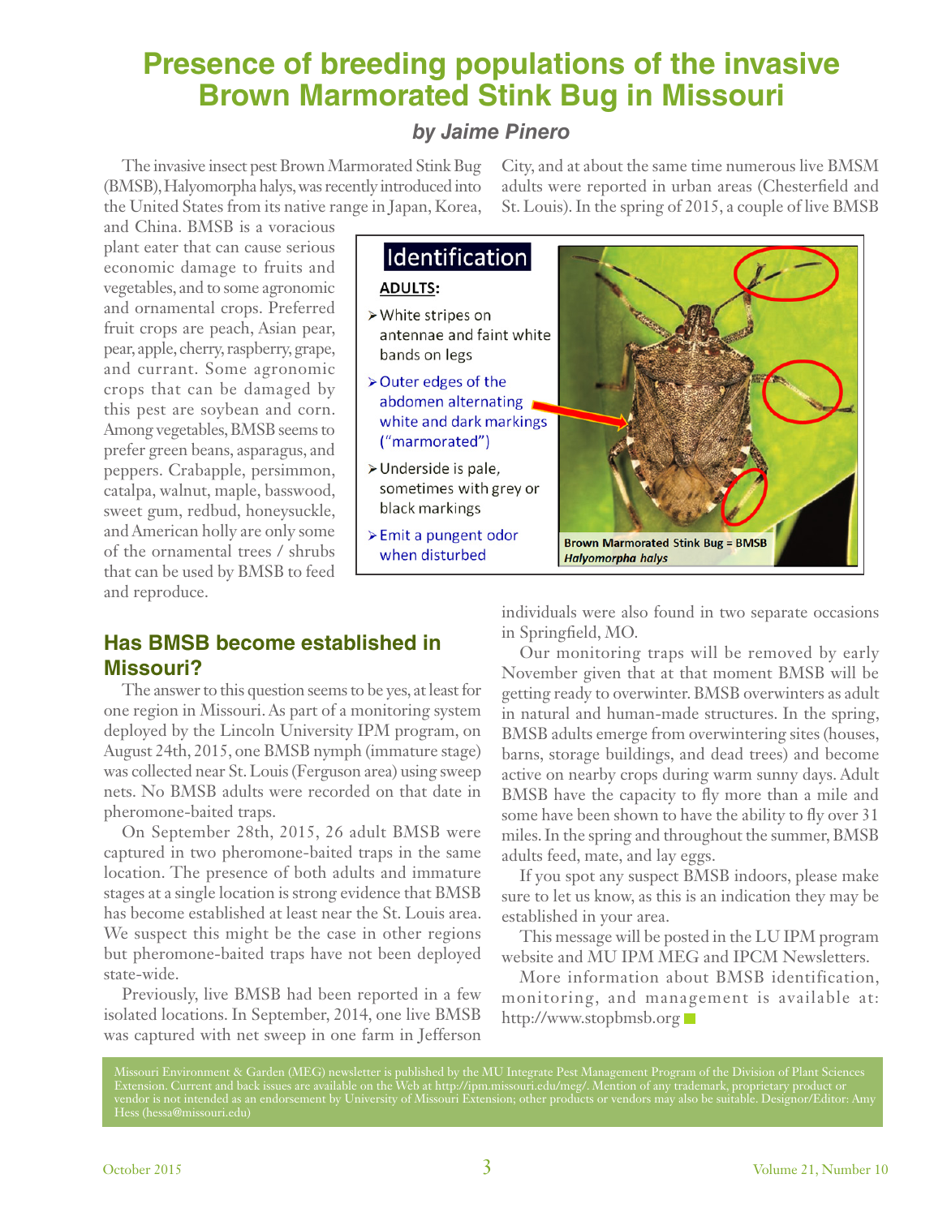# Presence of breeding populations of the invasive Brown Marmorated Stink Bug in Missouri

### *by Jaime Pinero*

The invasive insect pest Brown Marmorated Stink Bug (BMSB), Halyomorpha halys, was recently introduced into the United States from its native range in Japan, Korea, and China. BMSB is a voracious plant eater that can cause serious economic damage to fruits and vegetables, and to some agronomic and ornamental crops. Preferred fruit crops are peach, Asian pear, pear, apple, cherry, raspberry, grape, and currant. Some agronomic crops that can be damaged by this pest are soybean and corn. Among vegetables, BMSB seems to prefer green beans, asparagus, and peppers. Crabapple, persimmon, catalpa, walnut, maple, basswood, sweet gum, redbud, honeysuckle, and American holly are only some of the ornamental trees / shrubs that can be used by BMSB to feed and reproduce.

**Identification**

**ADULTS:**

- White stripes on antennae and faint white bands on legs
- Outer edges of the abdomen alternating white and dark markings ("marmorated")
- Underside is pale, sometimes with grey or black markings
- Emit a pungent odor when disturbed

**Brown Marmorated Stink Bug = BMSB**
***Halyomorpha halys***

## Has BMSB become established in Missouri?

The answer to this question seems to be yes, at least for one region in Missouri. As part of a monitoring system deployed by the Lincoln University IPM program, on August 24th, 2015, one BMSB nymph (immature stage) was collected near St. Louis (Ferguson area) using sweep nets. No BMSB adults were recorded on that date in pheromone-baited traps.

On September 28th, 2015, 26 adult BMSB were captured in two pheromone-baited traps in the same location. The presence of both adults and immature stages at a single location is strong evidence that BMSB has become established at least near the St. Louis area. We suspect this might be the case in other regions but pheromone-baited traps have not been deployed state-wide.

Previously, live BMSB had been reported in a few isolated locations. In September, 2014, one live BMSB was captured with net sweep in one farm in Jefferson City, and at about the same time numerous live BMSM adults were reported in urban areas (Chesterfield and St. Louis). In the spring of 2015, a couple of live BMSB individuals were also found in two separate occasions in Springfield, MO.

Our monitoring traps will be removed by early November given that at that moment BMSB will be getting ready to overwinter. BMSB overwinters as adult in natural and human-made structures. In the spring, BMSB adults emerge from overwintering sites (houses, barns, storage buildings, and dead trees) and become active on nearby crops during warm sunny days. Adult BMSB have the capacity to fly more than a mile and some have been shown to have the ability to fly over 31 miles. In the spring and throughout the summer, BMSB adults feed, mate, and lay eggs.

If you spot any suspect BMSB indoors, please make sure to let us know, as this is an indication they may be established in your area.

This message will be posted in the LU IPM program website and MU IPM MEG and IPCM Newsletters.

More information about BMSB identification, monitoring, and management is available at: http://www.stopbmsb.org

Missouri Environment & Garden (MEG) newsletter is published by the MU Integrate Pest Management Program of the Division of Plant Sciences Extension. Current and back issues are available on the Web at http://ipm.missouri.edu/meg/. Mention of any trademark, proprietary product or vendor is not intended as an endorsement by University of Missouri Extension; other products or vendors may also be suitable. Designor/Editor: Amy Hess (hessa@missouri.edu)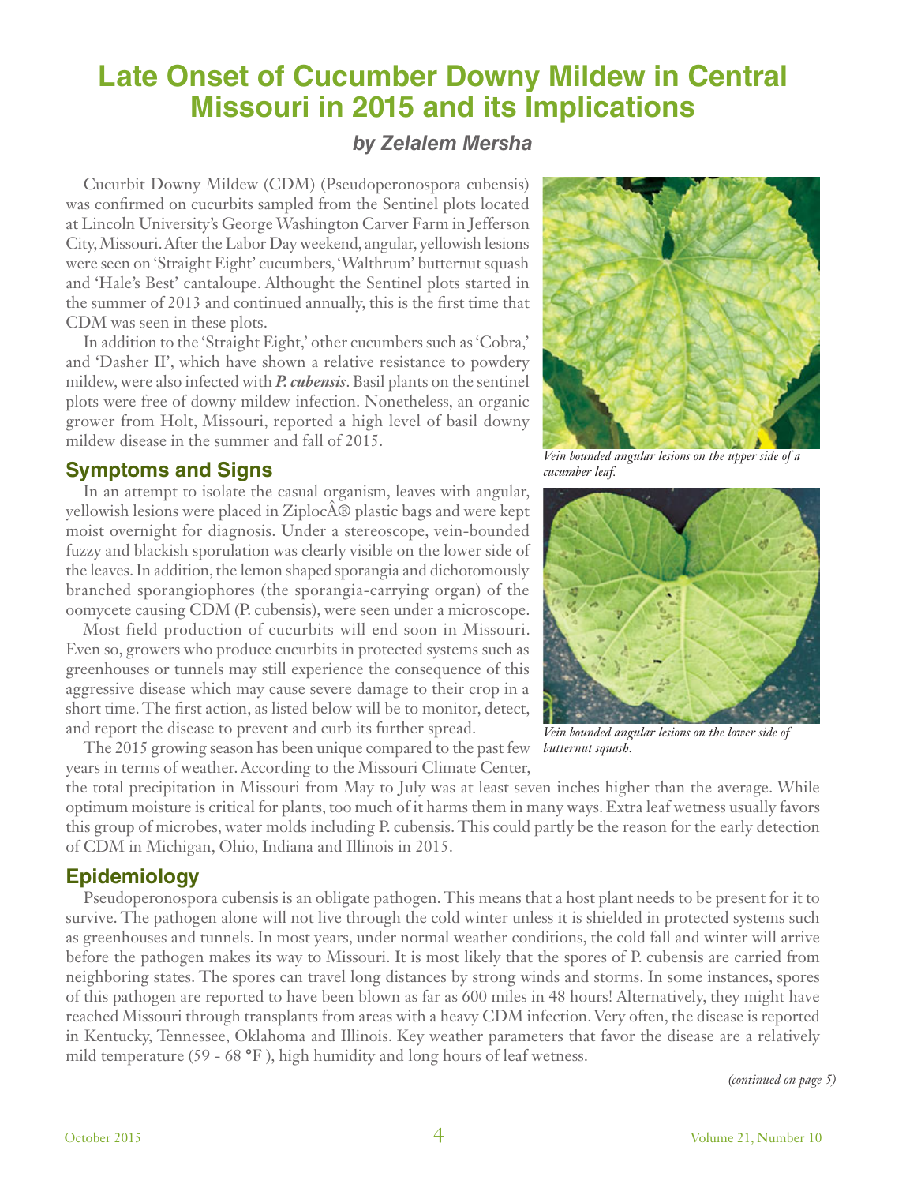# Late Onset of Cucumber Downy Mildew in Central Missouri in 2015 and its Implications

### *by Zelalem Mersha*

Cucurbit Downy Mildew (CDM) (Pseudoperonospora cubensis) was confirmed on cucurbits sampled from the Sentinel plots located at Lincoln University's George Washington Carver Farm in Jefferson City, Missouri. After the Labor Day weekend, angular, yellowish lesions were seen on 'Straight Eight' cucumbers, 'Walthrum' butternut squash and 'Hale's Best' cantaloupe. Althought the Sentinel plots started in the summer of 2013 and continued annually, this is the first time that CDM was seen in these plots.

In addition to the 'Straight Eight,' other cucumbers such as 'Cobra,' and 'Dasher II', which have shown a relative resistance to powdery mildew, were also infected with ***P. cubensis***. Basil plants on the sentinel plots were free of downy mildew infection. Nonetheless, an organic grower from Holt, Missouri, reported a high level of basil downy mildew disease in the summer and fall of 2015.

*Vein bounded angular lesions on the upper side of a cucumber leaf.*

*Vein bounded angular lesions on the lower side of butternut squash.*

## Symptoms and Signs

In an attempt to isolate the casual organism, leaves with angular, yellowish lesions were placed in ZiplocÂ® plastic bags and were kept moist overnight for diagnosis. Under a stereoscope, vein-bounded fuzzy and blackish sporulation was clearly visible on the lower side of the leaves. In addition, the lemon shaped sporangia and dichotomously branched sporangiophores (the sporangia-carrying organ) of the oomycete causing CDM (P. cubensis), were seen under a microscope.

Most field production of cucurbits will end soon in Missouri. Even so, growers who produce cucurbits in protected systems such as greenhouses or tunnels may still experience the consequence of this aggressive disease which may cause severe damage to their crop in a short time. The first action, as listed below will be to monitor, detect, and report the disease to prevent and curb its further spread.

The 2015 growing season has been unique compared to the past few years in terms of weather. According to the Missouri Climate Center, the total precipitation in Missouri from May to July was at least seven inches higher than the average. While optimum moisture is critical for plants, too much of it harms them in many ways. Extra leaf wetness usually favors this group of microbes, water molds including P. cubensis. This could partly be the reason for the early detection of CDM in Michigan, Ohio, Indiana and Illinois in 2015.

## Epidemiology

Pseudoperonospora cubensis is an obligate pathogen. This means that a host plant needs to be present for it to survive. The pathogen alone will not live through the cold winter unless it is shielded in protected systems such as greenhouses and tunnels. In most years, under normal weather conditions, the cold fall and winter will arrive before the pathogen makes its way to Missouri. It is most likely that the spores of P. cubensis are carried from neighboring states. The spores can travel long distances by strong winds and storms. In some instances, spores of this pathogen are reported to have been blown as far as 600 miles in 48 hours! Alternatively, they might have reached Missouri through transplants from areas with a heavy CDM infection. Very often, the disease is reported in Kentucky, Tennessee, Oklahoma and Illinois. Key weather parameters that favor the disease are a relatively mild temperature (59 - 68 °F ), high humidity and long hours of leaf wetness.

*(continued on page 5)*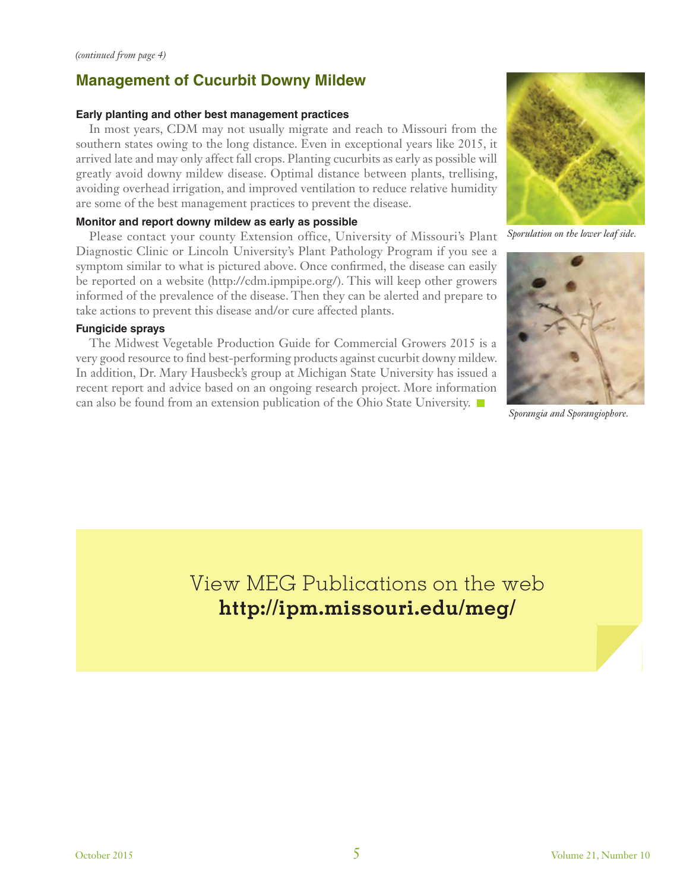*(continued from page 4)*

## Management of Cucurbit Downy Mildew

### Early planting and other best management practices

In most years, CDM may not usually migrate and reach to Missouri from the southern states owing to the long distance. Even in exceptional years like 2015, it arrived late and may only affect fall crops. Planting cucurbits as early as possible will greatly avoid downy mildew disease. Optimal distance between plants, trellising, avoiding overhead irrigation, and improved ventilation to reduce relative humidity are some of the best management practices to prevent the disease.

### Monitor and report downy mildew as early as possible

Please contact your county Extension office, University of Missouri's Plant Diagnostic Clinic or Lincoln University's Plant Pathology Program if you see a symptom similar to what is pictured above. Once confirmed, the disease can easily be reported on a website (http://cdm.ipmpipe.org/). This will keep other growers informed of the prevalence of the disease. Then they can be alerted and prepare to take actions to prevent this disease and/or cure affected plants.

### Fungicide sprays

The Midwest Vegetable Production Guide for Commercial Growers 2015 is a very good resource to find best-performing products against cucurbit downy mildew. In addition, Dr. Mary Hausbeck's group at Michigan State University has issued a recent report and advice based on an ongoing research project. More information can also be found from an extension publication of the Ohio State University.

*Sporulation on the lower leaf side.*

*Sporangia and Sporangiophore.*

View MEG Publications on the web
**http://ipm.missouri.edu/meg/**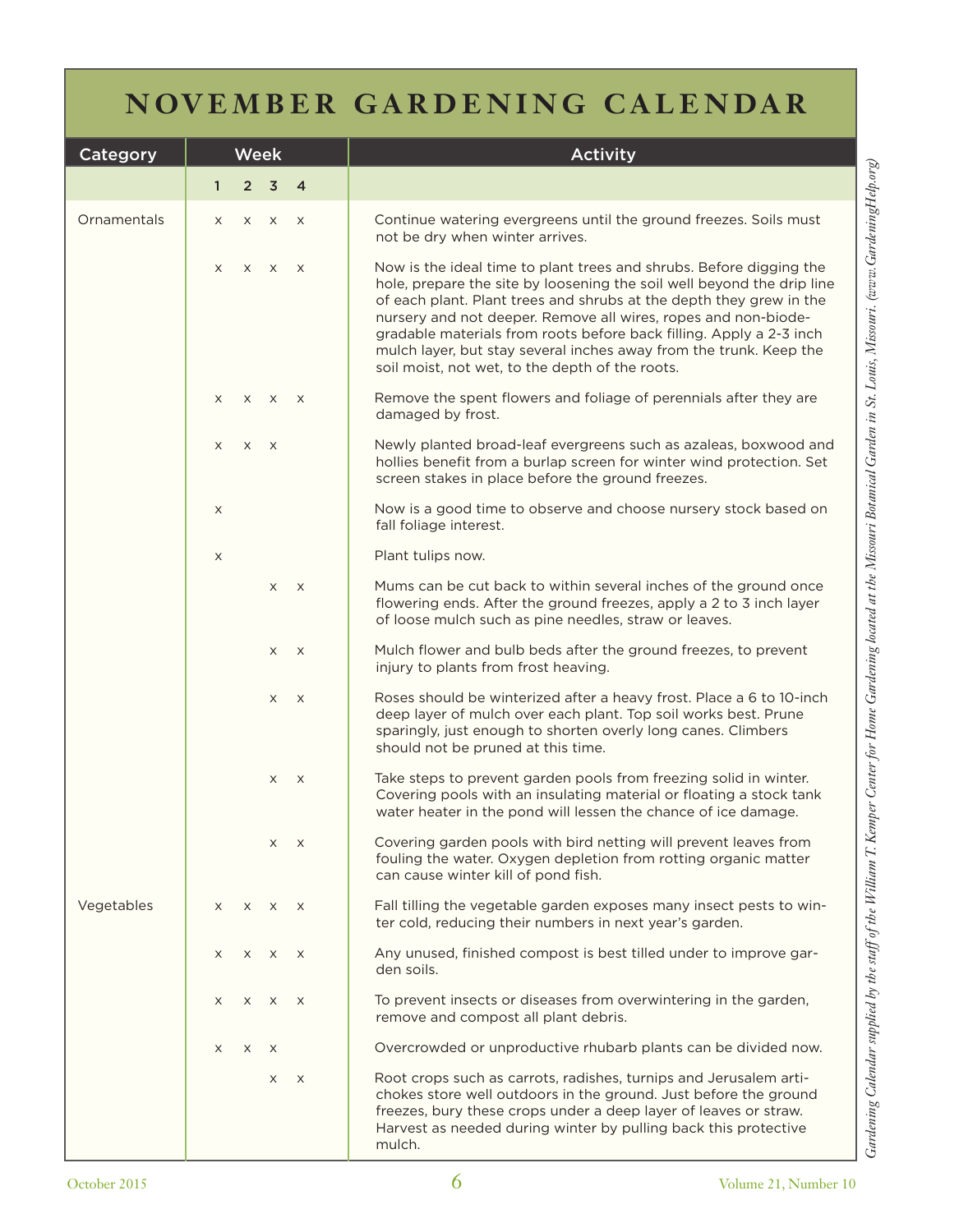# NOVEMBER GARDENING CALENDAR

| Category | Week 1 | Week 2 | Week 3 | Week 4 | Activity |
|---|---|---|---|---|---|
| Ornamentals | x | x | x | x | Continue watering evergreens until the ground freezes. Soils must not be dry when winter arrives. |
| | x | x | x | x | Now is the ideal time to plant trees and shrubs. Before digging the hole, prepare the site by loosening the soil well beyond the drip line of each plant. Plant trees and shrubs at the depth they grew in the nursery and not deeper. Remove all wires, ropes and non-biodegradable materials from roots before back filling. Apply a 2-3 inch mulch layer, but stay several inches away from the trunk. Keep the soil moist, not wet, to the depth of the roots. |
| | x | x | x | x | Remove the spent flowers and foliage of perennials after they are damaged by frost. |
| | x | x | x | | Newly planted broad-leaf evergreens such as azaleas, boxwood and hollies benefit from a burlap screen for winter wind protection. Set screen stakes in place before the ground freezes. |
| | x | | | | Now is a good time to observe and choose nursery stock based on fall foliage interest. |
| | x | | | | Plant tulips now. |
| | | | x | x | Mums can be cut back to within several inches of the ground once flowering ends. After the ground freezes, apply a 2 to 3 inch layer of loose mulch such as pine needles, straw or leaves. |
| | | | x | x | Mulch flower and bulb beds after the ground freezes, to prevent injury to plants from frost heaving. |
| | | | x | x | Roses should be winterized after a heavy frost. Place a 6 to 10-inch deep layer of mulch over each plant. Top soil works best. Prune sparingly, just enough to shorten overly long canes. Climbers should not be pruned at this time. |
| | | | x | x | Take steps to prevent garden pools from freezing solid in winter. Covering pools with an insulating material or floating a stock tank water heater in the pond will lessen the chance of ice damage. |
| | | | x | x | Covering garden pools with bird netting will prevent leaves from fouling the water. Oxygen depletion from rotting organic matter can cause winter kill of pond fish. |
| Vegetables | x | x | x | x | Fall tilling the vegetable garden exposes many insect pests to winter cold, reducing their numbers in next year's garden. |
| | x | x | x | x | Any unused, finished compost is best tilled under to improve garden soils. |
| | x | x | x | x | To prevent insects or diseases from overwintering in the garden, remove and compost all plant debris. |
| | x | x | x | | Overcrowded or unproductive rhubarb plants can be divided now. |
| | | | x | x | Root crops such as carrots, radishes, turnips and Jerusalem artichokes store well outdoors in the ground. Just before the ground freezes, bury these crops under a deep layer of leaves or straw. Harvest as needed during winter by pulling back this protective mulch. |

*Gardening Calendar supplied by the staff of the William T. Kemper Center for Home Gardening located at the Missouri Botanical Garden in St. Louis, Missouri. (www.GardeningHelp.org)*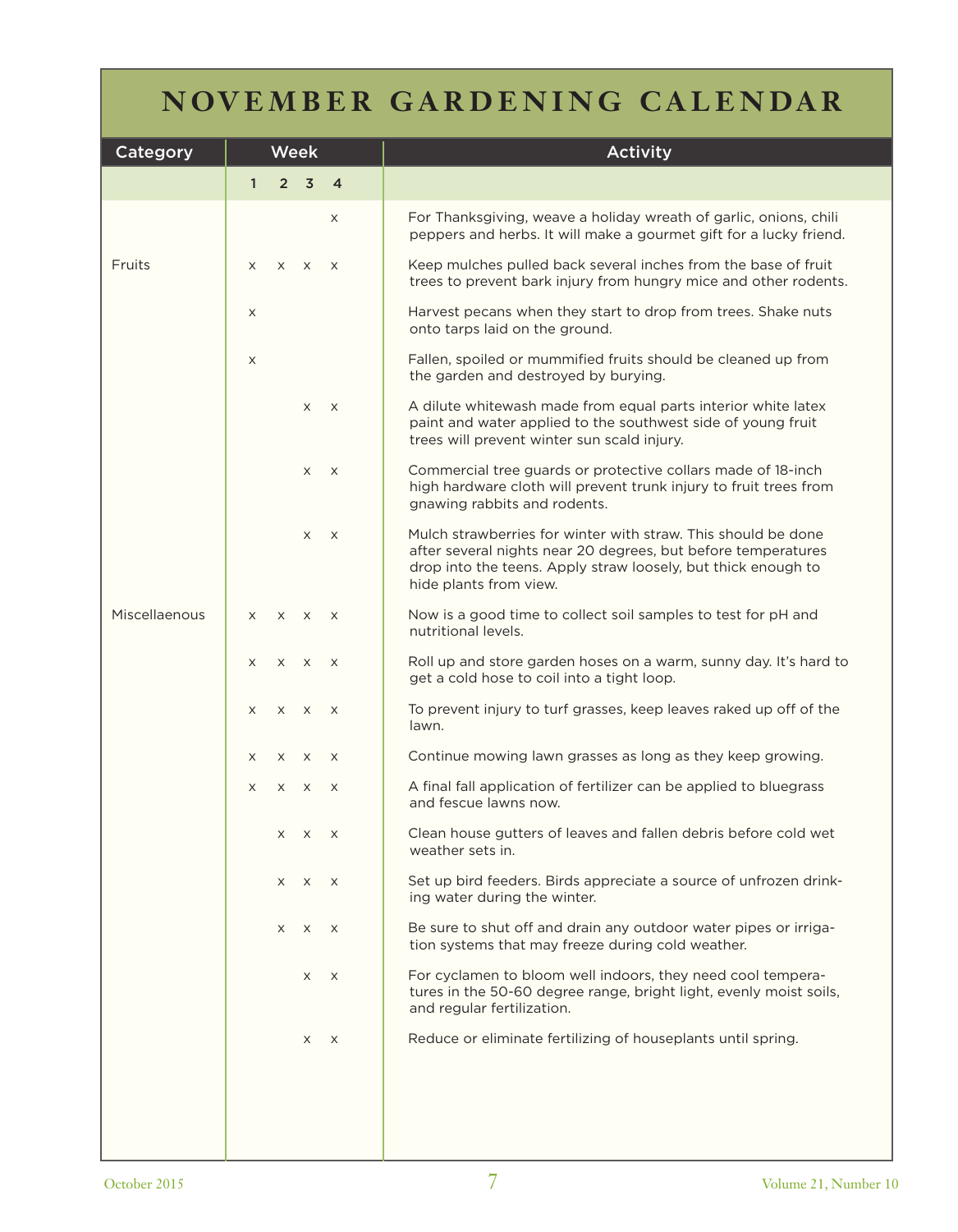# NOVEMBER GARDENING CALENDAR

| Category | Week 1 | Week 2 | Week 3 | Week 4 | Activity |
|---|---|---|---|---|---|
| | | | | x | For Thanksgiving, weave a holiday wreath of garlic, onions, chili peppers and herbs. It will make a gourmet gift for a lucky friend. |
| Fruits | x | x | x | x | Keep mulches pulled back several inches from the base of fruit trees to prevent bark injury from hungry mice and other rodents. |
| | x | | | | Harvest pecans when they start to drop from trees. Shake nuts onto tarps laid on the ground. |
| | x | | | | Fallen, spoiled or mummified fruits should be cleaned up from the garden and destroyed by burying. |
| | | | x | x | A dilute whitewash made from equal parts interior white latex paint and water applied to the southwest side of young fruit trees will prevent winter sun scald injury. |
| | | | x | x | Commercial tree guards or protective collars made of 18-inch high hardware cloth will prevent trunk injury to fruit trees from gnawing rabbits and rodents. |
| | | | x | x | Mulch strawberries for winter with straw. This should be done after several nights near 20 degrees, but before temperatures drop into the teens. Apply straw loosely, but thick enough to hide plants from view. |
| Miscellaneous | x | x | x | x | Now is a good time to collect soil samples to test for pH and nutritional levels. |
| | x | x | x | x | Roll up and store garden hoses on a warm, sunny day. It's hard to get a cold hose to coil into a tight loop. |
| | x | x | x | x | To prevent injury to turf grasses, keep leaves raked up off of the lawn. |
| | x | x | x | x | Continue mowing lawn grasses as long as they keep growing. |
| | x | x | x | x | A final fall application of fertilizer can be applied to bluegrass and fescue lawns now. |
| | | x | x | x | Clean house gutters of leaves and fallen debris before cold wet weather sets in. |
| | | x | x | x | Set up bird feeders. Birds appreciate a source of unfrozen drinking water during the winter. |
| | | x | x | x | Be sure to shut off and drain any outdoor water pipes or irrigation systems that may freeze during cold weather. |
| | | | x | x | For cyclamen to bloom well indoors, they need cool temperatures in the 50-60 degree range, bright light, evenly moist soils, and regular fertilization. |
| | | | x | x | Reduce or eliminate fertilizing of houseplants until spring. |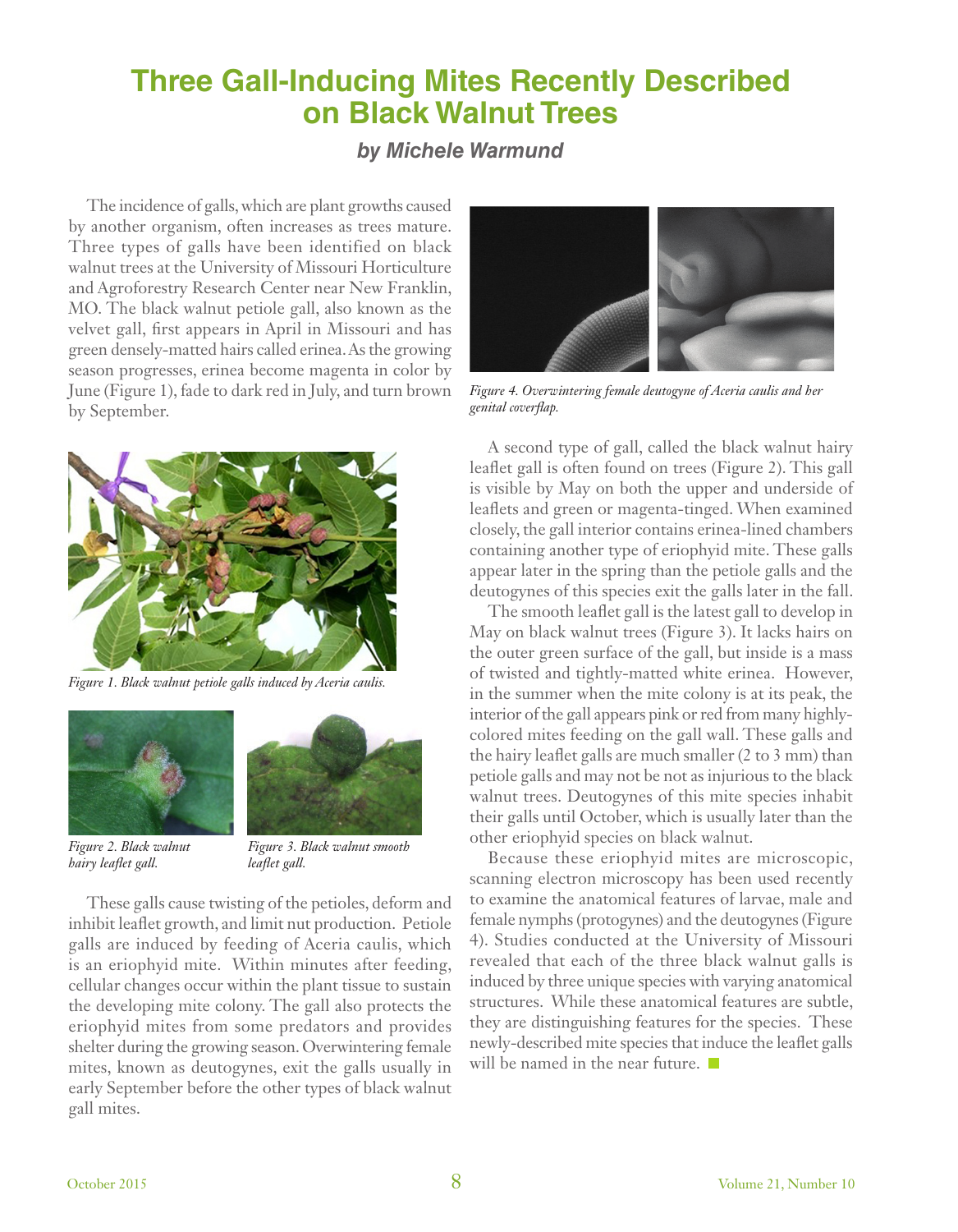# Three Gall-Inducing Mites Recently Described on Black Walnut Trees

### *by Michele Warmund*

The incidence of galls, which are plant growths caused by another organism, often increases as trees mature. Three types of galls have been identified on black walnut trees at the University of Missouri Horticulture and Agroforestry Research Center near New Franklin, MO. The black walnut petiole gall, also known as the velvet gall, first appears in April in Missouri and has green densely-matted hairs called erinea. As the growing season progresses, erinea become magenta in color by June (Figure 1), fade to dark red in July, and turn brown by September.

*Figure 1. Black walnut petiole galls induced by Aceria caulis.*

*Figure 2. Black walnut hairy leaflet gall.*

*Figure 3. Black walnut smooth leaflet gall.*

These galls cause twisting of the petioles, deform and inhibit leaflet growth, and limit nut production. Petiole galls are induced by feeding of Aceria caulis, which is an eriophyid mite. Within minutes after feeding, cellular changes occur within the plant tissue to sustain the developing mite colony. The gall also protects the eriophyid mites from some predators and provides shelter during the growing season. Overwintering female mites, known as deutogynes, exit the galls usually in early September before the other types of black walnut gall mites.

*Figure 4. Overwintering female deutogyne of Aceria caulis and her genital coverflap.*

A second type of gall, called the black walnut hairy leaflet gall is often found on trees (Figure 2). This gall is visible by May on both the upper and underside of leaflets and green or magenta-tinged. When examined closely, the gall interior contains erinea-lined chambers containing another type of eriophyid mite. These galls appear later in the spring than the petiole galls and the deutogynes of this species exit the galls later in the fall.

The smooth leaflet gall is the latest gall to develop in May on black walnut trees (Figure 3). It lacks hairs on the outer green surface of the gall, but inside is a mass of twisted and tightly-matted white erinea. However, in the summer when the mite colony is at its peak, the interior of the gall appears pink or red from many highly-colored mites feeding on the gall wall. These galls and the hairy leaflet galls are much smaller (2 to 3 mm) than petiole galls and may not be not as injurious to the black walnut trees. Deutogynes of this mite species inhabit their galls until October, which is usually later than the other eriophyid species on black walnut.

Because these eriophyid mites are microscopic, scanning electron microscopy has been used recently to examine the anatomical features of larvae, male and female nymphs (protogynes) and the deutogynes (Figure 4). Studies conducted at the University of Missouri revealed that each of the three black walnut galls is induced by three unique species with varying anatomical structures. While these anatomical features are subtle, they are distinguishing features for the species. These newly-described mite species that induce the leaflet galls will be named in the near future.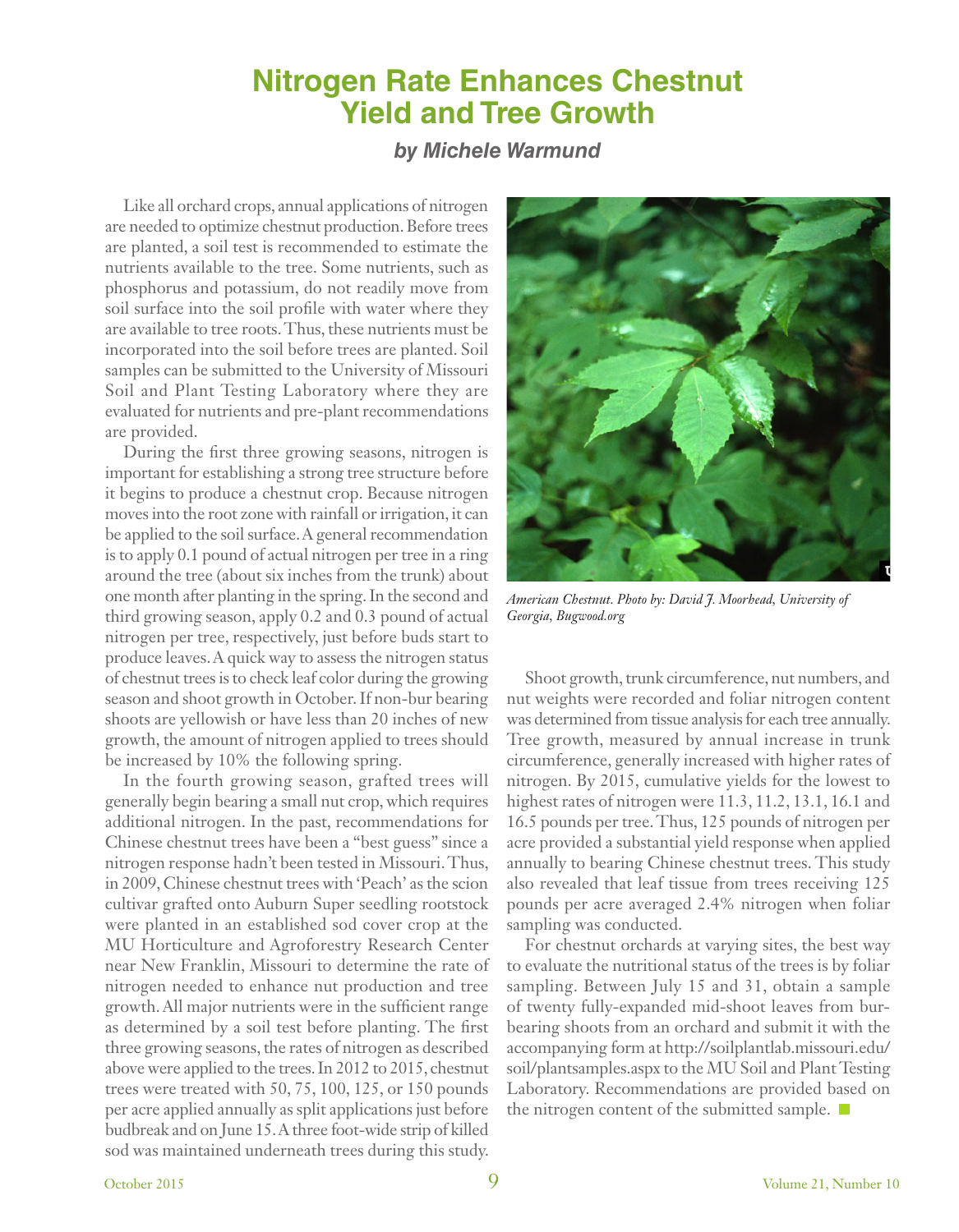# Nitrogen Rate Enhances Chestnut Yield and Tree Growth

### *by Michele Warmund*

Like all orchard crops, annual applications of nitrogen are needed to optimize chestnut production. Before trees are planted, a soil test is recommended to estimate the nutrients available to the tree. Some nutrients, such as phosphorus and potassium, do not readily move from soil surface into the soil profile with water where they are available to tree roots. Thus, these nutrients must be incorporated into the soil before trees are planted. Soil samples can be submitted to the University of Missouri Soil and Plant Testing Laboratory where they are evaluated for nutrients and pre-plant recommendations are provided.

During the first three growing seasons, nitrogen is important for establishing a strong tree structure before it begins to produce a chestnut crop. Because nitrogen moves into the root zone with rainfall or irrigation, it can be applied to the soil surface. A general recommendation is to apply 0.1 pound of actual nitrogen per tree in a ring around the tree (about six inches from the trunk) about one month after planting in the spring. In the second and third growing season, apply 0.2 and 0.3 pound of actual nitrogen per tree, respectively, just before buds start to produce leaves. A quick way to assess the nitrogen status of chestnut trees is to check leaf color during the growing season and shoot growth in October. If non-bur bearing shoots are yellowish or have less than 20 inches of new growth, the amount of nitrogen applied to trees should be increased by 10% the following spring.

In the fourth growing season, grafted trees will generally begin bearing a small nut crop, which requires additional nitrogen. In the past, recommendations for Chinese chestnut trees have been a "best guess" since a nitrogen response hadn't been tested in Missouri. Thus, in 2009, Chinese chestnut trees with 'Peach' as the scion cultivar grafted onto Auburn Super seedling rootstock were planted in an established sod cover crop at the MU Horticulture and Agroforestry Research Center near New Franklin, Missouri to determine the rate of nitrogen needed to enhance nut production and tree growth. All major nutrients were in the sufficient range as determined by a soil test before planting. The first three growing seasons, the rates of nitrogen as described above were applied to the trees. In 2012 to 2015, chestnut trees were treated with 50, 75, 100, 125, or 150 pounds per acre applied annually as split applications just before budbreak and on June 15. A three foot-wide strip of killed sod was maintained underneath trees during this study.

*American Chestnut. Photo by: David J. Moorhead, University of Georgia, Bugwood.org*

Shoot growth, trunk circumference, nut numbers, and nut weights were recorded and foliar nitrogen content was determined from tissue analysis for each tree annually. Tree growth, measured by annual increase in trunk circumference, generally increased with higher rates of nitrogen. By 2015, cumulative yields for the lowest to highest rates of nitrogen were 11.3, 11.2, 13.1, 16.1 and 16.5 pounds per tree. Thus, 125 pounds of nitrogen per acre provided a substantial yield response when applied annually to bearing Chinese chestnut trees. This study also revealed that leaf tissue from trees receiving 125 pounds per acre averaged 2.4% nitrogen when foliar sampling was conducted.

For chestnut orchards at varying sites, the best way to evaluate the nutritional status of the trees is by foliar sampling. Between July 15 and 31, obtain a sample of twenty fully-expanded mid-shoot leaves from bur-bearing shoots from an orchard and submit it with the accompanying form at http://soilplantlab.missouri.edu/soil/plantsamples.aspx to the MU Soil and Plant Testing Laboratory. Recommendations are provided based on the nitrogen content of the submitted sample. ■